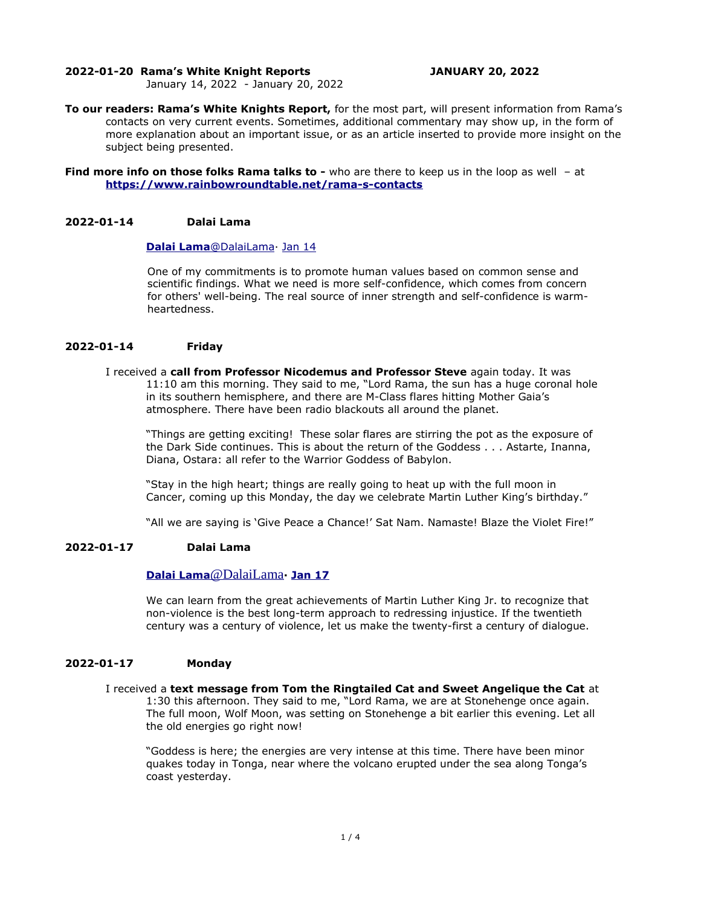**2022-01-20 Rama's White Knight Reports JANUARY 20, 2022**

January 14, 2022 - January 20, 2022

**To our readers: Rama's White Knights Report,** for the most part, will present information from Rama's contacts on very current events. Sometimes, additional commentary may show up, in the form of more explanation about an important issue, or as an article inserted to provide more insight on the subject being presented.

**Find more info on those folks Rama talks to -** who are there to keep us in the loop as well – at **https://www.rainbowroundtable.net/rama-s-contacts**

**2022-01-14 Dalai Lama**

**Dalai Lama**@DalaiLama· Jan 14

One of my commitments is to promote human values based on common sense and scientific findings. What we need is more self-confidence, which comes from concern for others' well-being. The real source of inner strength and self-confidence is warm-heartedness.

**2022-01-14 Friday**

I received a **call from Professor Nicodemus and Professor Steve** again today. It was 11:10 am this morning. They said to me, "Lord Rama, the sun has a huge coronal hole in its southern hemisphere, and there are M-Class flares hitting Mother Gaia's atmosphere. There have been radio blackouts all around the planet.

"Things are getting exciting! These solar flares are stirring the pot as the exposure of the Dark Side continues. This is about the return of the Goddess . . . Astarte, Inanna, Diana, Ostara: all refer to the Warrior Goddess of Babylon.

"Stay in the high heart; things are really going to heat up with the full moon in Cancer, coming up this Monday, the day we celebrate Martin Luther King's birthday."

"All we are saying is 'Give Peace a Chance!' Sat Nam. Namaste! Blaze the Violet Fire!"

**2022-01-17 Dalai Lama**

**Dalai Lama**@DalaiLama**· Jan 17**

We can learn from the great achievements of Martin Luther King Jr. to recognize that non-violence is the best long-term approach to redressing injustice. If the twentieth century was a century of violence, let us make the twenty-first a century of dialogue.

**2022-01-17 Monday**

I received a **text message from Tom the Ringtailed Cat and Sweet Angelique the Cat** at 1:30 this afternoon. They said to me, "Lord Rama, we are at Stonehenge once again. The full moon, Wolf Moon, was setting on Stonehenge a bit earlier this evening. Let all the old energies go right now!

"Goddess is here; the energies are very intense at this time. There have been minor quakes today in Tonga, near where the volcano erupted under the sea along Tonga's coast yesterday.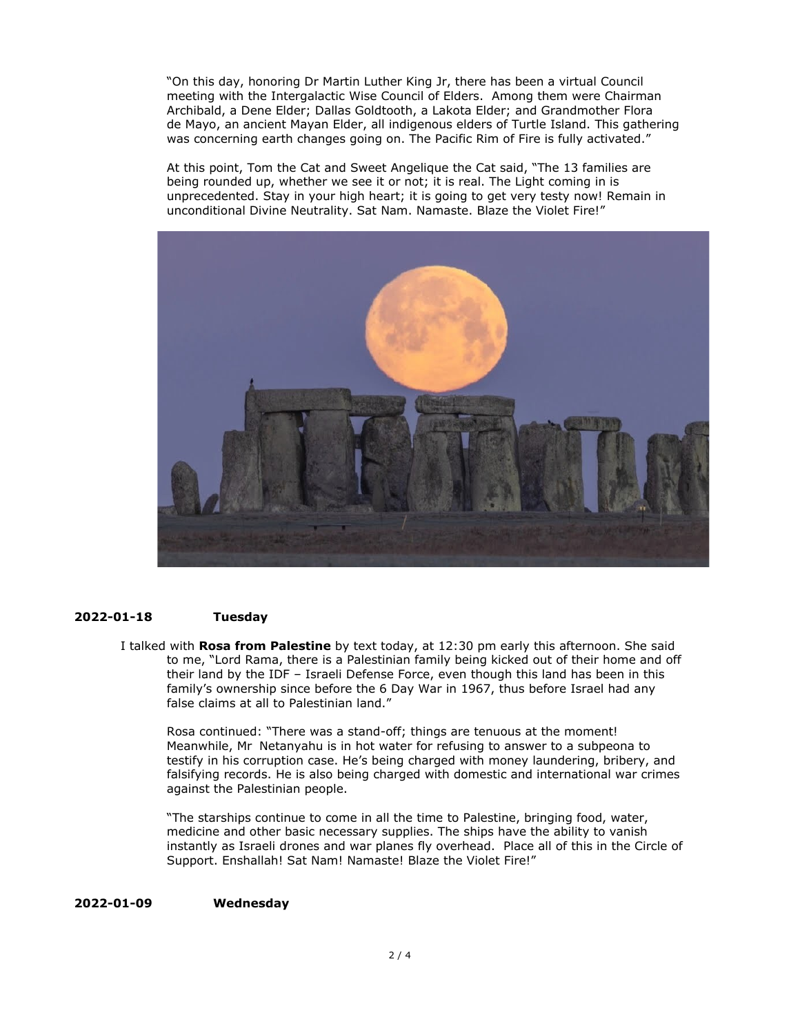"On this day, honoring Dr Martin Luther King Jr, there has been a virtual Council meeting with the Intergalactic Wise Council of Elders. Among them were Chairman Archibald, a Dene Elder; Dallas Goldtooth, a Lakota Elder; and Grandmother Flora de Mayo, an ancient Mayan Elder, all indigenous elders of Turtle Island. This gathering was concerning earth changes going on. The Pacific Rim of Fire is fully activated."

At this point, Tom the Cat and Sweet Angelique the Cat said, "The 13 families are being rounded up, whether we see it or not; it is real. The Light coming in is unprecedented. Stay in your high heart; it is going to get very testy now! Remain in unconditional Divine Neutrality. Sat Nam. Namaste. Blaze the Violet Fire!"

**2022-01-18 Tuesday**

I talked with **Rosa from Palestine** by text today, at 12:30 pm early this afternoon. She said to me, "Lord Rama, there is a Palestinian family being kicked out of their home and off their land by the IDF – Israeli Defense Force, even though this land has been in this family's ownership since before the 6 Day War in 1967, thus before Israel had any false claims at all to Palestinian land."

Rosa continued: "There was a stand-off; things are tenuous at the moment! Meanwhile, Mr Netanyahu is in hot water for refusing to answer to a subpeona to testify in his corruption case. He's being charged with money laundering, bribery, and falsifying records. He is also being charged with domestic and international war crimes against the Palestinian people.

"The starships continue to come in all the time to Palestine, bringing food, water, medicine and other basic necessary supplies. The ships have the ability to vanish instantly as Israeli drones and war planes fly overhead. Place all of this in the Circle of Support. Enshallah! Sat Nam! Namaste! Blaze the Violet Fire!"

**2022-01-09 Wednesday**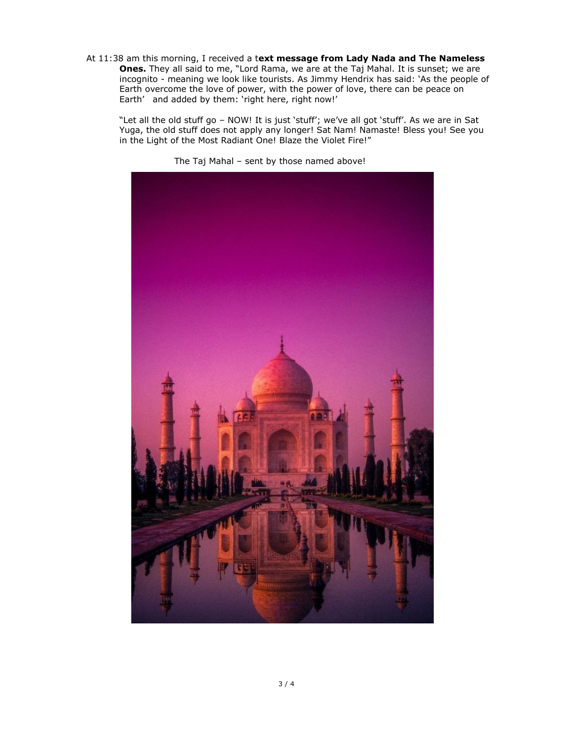At 11:38 am this morning, I received a t**ext message from Lady Nada and The Nameless Ones.** They all said to me, "Lord Rama, we are at the Taj Mahal. It is sunset; we are incognito - meaning we look like tourists. As Jimmy Hendrix has said: 'As the people of Earth overcome the love of power, with the power of love, there can be peace on Earth'   and added by them: 'right here, right now!'

"Let all the old stuff go – NOW! It is just 'stuff'; we've all got 'stuff'. As we are in Sat Yuga, the old stuff does not apply any longer! Sat Nam! Namaste! Bless you! See you in the Light of the Most Radiant One! Blaze the Violet Fire!"

The Taj Mahal – sent by those named above!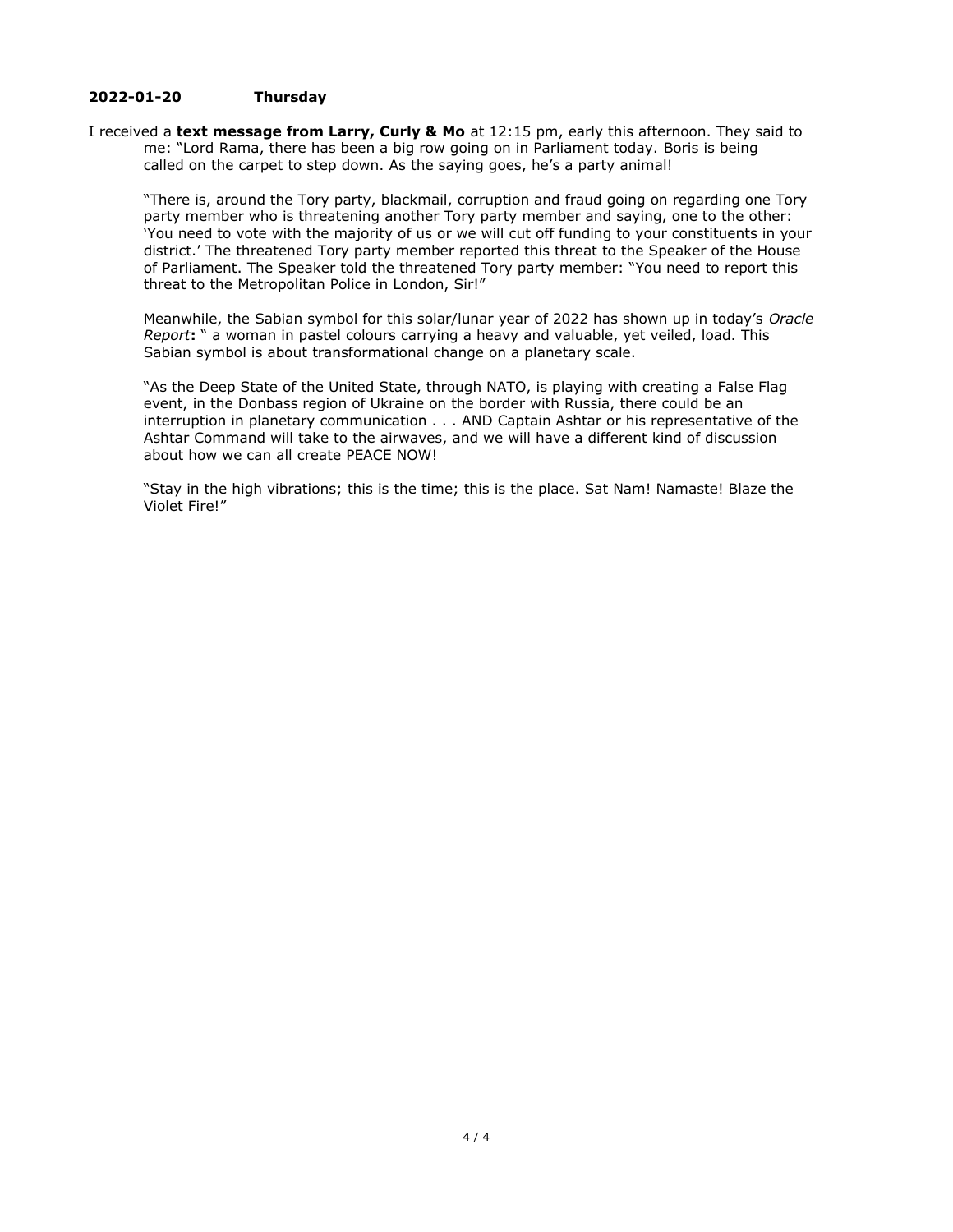**2022-01-20 Thursday**

I received a **text message from Larry, Curly & Mo** at 12:15 pm, early this afternoon. They said to me: "Lord Rama, there has been a big row going on in Parliament today. Boris is being called on the carpet to step down. As the saying goes, he's a party animal!

"There is, around the Tory party, blackmail, corruption and fraud going on regarding one Tory party member who is threatening another Tory party member and saying, one to the other: 'You need to vote with the majority of us or we will cut off funding to your constituents in your district.' The threatened Tory party member reported this threat to the Speaker of the House of Parliament. The Speaker told the threatened Tory party member: "You need to report this threat to the Metropolitan Police in London, Sir!"

Meanwhile, the Sabian symbol for this solar/lunar year of 2022 has shown up in today's *Oracle Report***:** " a woman in pastel colours carrying a heavy and valuable, yet veiled, load. This Sabian symbol is about transformational change on a planetary scale.

"As the Deep State of the United State, through NATO, is playing with creating a False Flag event, in the Donbass region of Ukraine on the border with Russia, there could be an interruption in planetary communication . . . AND Captain Ashtar or his representative of the Ashtar Command will take to the airwaves, and we will have a different kind of discussion about how we can all create PEACE NOW!

"Stay in the high vibrations; this is the time; this is the place. Sat Nam! Namaste! Blaze the Violet Fire!"